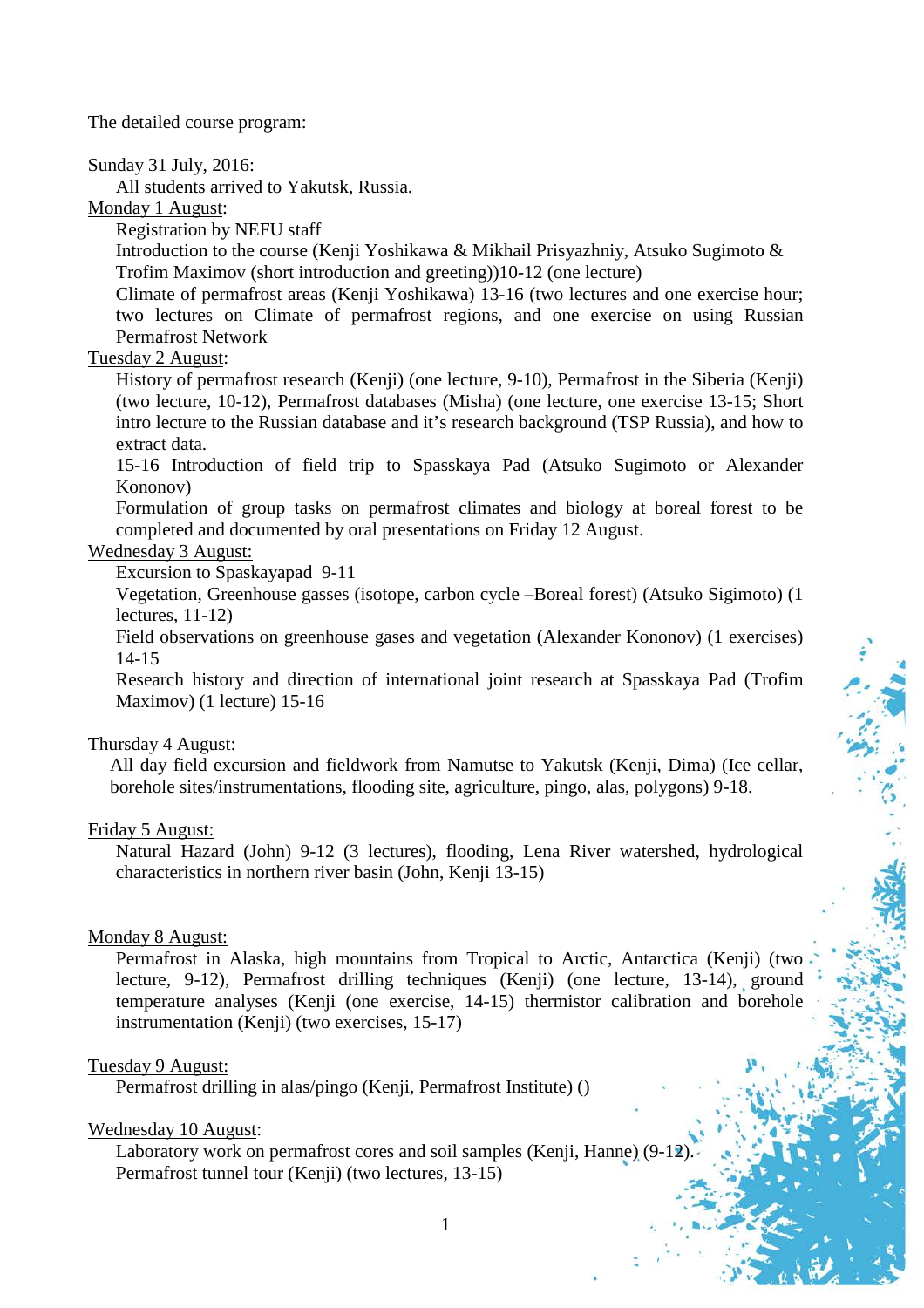The detailed course program:

<u>Sunday 31 July, 2016</u>:

All students arrived to Yakutsk, Russia.

<u>Monday 1 August</u>:

Registration by NEFU staff

Introduction to the course (Kenji Yoshikawa & Mikhail Prisyazhniy, Atsuko Sugimoto & Trofim Maximov (short introduction and greeting))10-12 (one lecture)

Climate of permafrost areas (Kenji Yoshikawa) 13-16 (two lectures and one exercise hour; two lectures on Climate of permafrost regions, and one exercise on using Russian Permafrost Network

<u>Tuesday 2 August</u>:

History of permafrost research (Kenji) (one lecture, 9-10), Permafrost in the Siberia (Kenji) (two lecture, 10-12), Permafrost databases (Misha) (one lecture, one exercise 13-15; Short intro lecture to the Russian database and it's research background (TSP Russia), and how to extract data.

15-16 Introduction of field trip to Spasskaya Pad (Atsuko Sugimoto or Alexander Kononov)

Formulation of group tasks on permafrost climates and biology at boreal forest to be completed and documented by oral presentations on Friday 12 August.

<u>Wednesday 3 August:</u>

Excursion to Spaskayapad 9-11

Vegetation, Greenhouse gasses (isotope, carbon cycle –Boreal forest) (Atsuko Sigimoto) (1 lectures, 11-12)

Field observations on greenhouse gases and vegetation (Alexander Kononov) (1 exercises) 14-15

Research history and direction of international joint research at Spasskaya Pad (Trofim Maximov) (1 lecture) 15-16

<u>Thursday 4 August</u>:

All day field excursion and fieldwork from Namutse to Yakutsk (Kenji, Dima) (Ice cellar, borehole sites/instrumentations, flooding site, agriculture, pingo, alas, polygons) 9-18.

<u>Friday 5 August:</u>

Natural Hazard (John) 9-12 (3 lectures), flooding, Lena River watershed, hydrological characteristics in northern river basin (John, Kenji 13-15)

<u>Monday 8 August:</u>

Permafrost in Alaska, high mountains from Tropical to Arctic, Antarctica (Kenji) (two lecture, 9-12), Permafrost drilling techniques (Kenji) (one lecture, 13-14), ground temperature analyses (Kenji (one exercise, 14-15) thermistor calibration and borehole instrumentation (Kenji) (two exercises, 15-17)

<u>Tuesday 9 August:</u>

Permafrost drilling in alas/pingo (Kenji, Permafrost Institute) ()

<u>Wednesday 10 August</u>:

Laboratory work on permafrost cores and soil samples (Kenji, Hanne) (9-12).

Permafrost tunnel tour (Kenji) (two lectures, 13-15)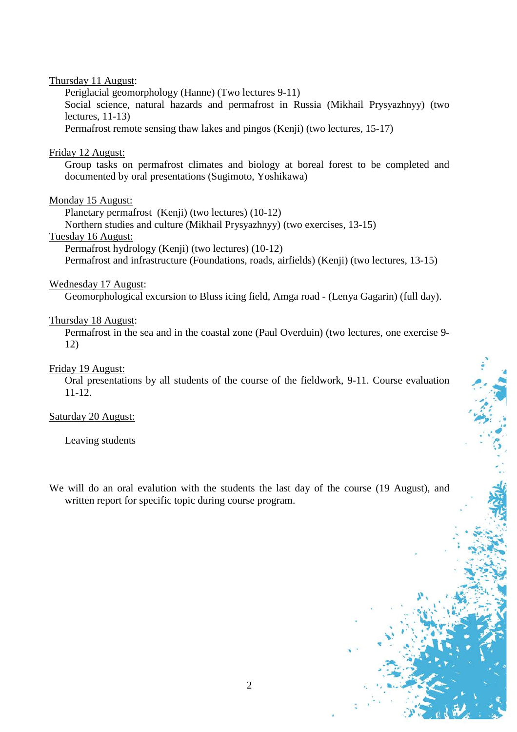Thursday 11 August:

Periglacial geomorphology (Hanne) (Two lectures 9-11)

Social science, natural hazards and permafrost in Russia (Mikhail Prysyazhnyy) (two lectures, 11-13)

Permafrost remote sensing thaw lakes and pingos (Kenji) (two lectures, 15-17)

Friday 12 August:

Group tasks on permafrost climates and biology at boreal forest to be completed and documented by oral presentations (Sugimoto, Yoshikawa)

Monday 15 August:

Planetary permafrost (Kenji) (two lectures) (10-12)

Northern studies and culture (Mikhail Prysyazhnyy) (two exercises, 13-15)

Tuesday 16 August:

Permafrost hydrology (Kenji) (two lectures) (10-12)

Permafrost and infrastructure (Foundations, roads, airfields) (Kenji) (two lectures, 13-15)

Wednesday 17 August:

Geomorphological excursion to Bluss icing field, Amga road - (Lenya Gagarin) (full day).

Thursday 18 August:

Permafrost in the sea and in the coastal zone (Paul Overduin) (two lectures, one exercise 9-12)

Friday 19 August:

Oral presentations by all students of the course of the fieldwork, 9-11. Course evaluation 11-12.

Saturday 20 August:

Leaving students

We will do an oral evalution with the students the last day of the course (19 August), and written report for specific topic during course program.